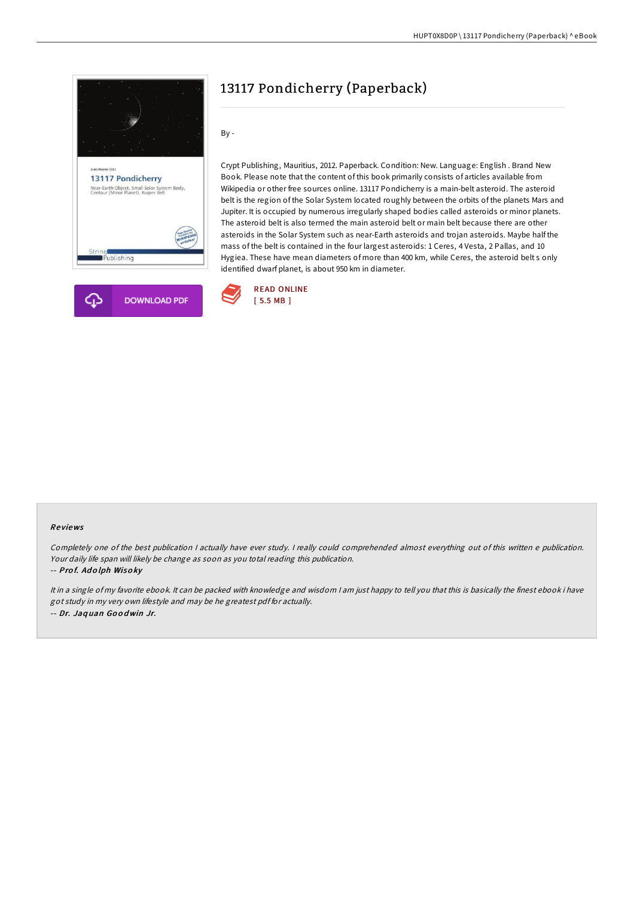# 13117 Pondicherry (Paperback)

By -

Crypt Publishing, Mauritius, 2012. Paperback. Condition: New. Language: English . Brand New Book. Please note that the content of this book primarily consists of articles available from Wikipedia or other free sources online. 13117 Pondicherry is a main-belt asteroid. The asteroid belt is the region of the Solar System located roughly between the orbits of the planets Mars and Jupiter. It is occupied by numerous irregularly shaped bodies called asteroids or minor planets. The asteroid belt is also termed the main asteroid belt or main belt because there are other asteroids in the Solar System such as near-Earth asteroids and trojan asteroids. Maybe half the mass of the belt is contained in the four largest asteroids: 1 Ceres, 4 Vesta, 2 Pallas, and 10 Hygiea. These have mean diameters of more than 400 km, while Ceres, the asteroid belt s only identified dwarf planet, is about 950 km in diameter.

DOWNLOAD PDF

READ ONLINE
[ 5.5 MB ]

## Reviews

*Completely one of the best publication I actually have ever study. I really could comprehended almost everything out of this written e publication. Your daily life span will likely be change as soon as you total reading this publication.*

-- ***Prof. Adolph Wisoky***

*It in a single of my favorite ebook. It can be packed with knowledge and wisdom I am just happy to tell you that this is basically the finest ebook i have got study in my very own lifestyle and may be he greatest pdf for actually.*

-- ***Dr. Jaquan Goodwin Jr.***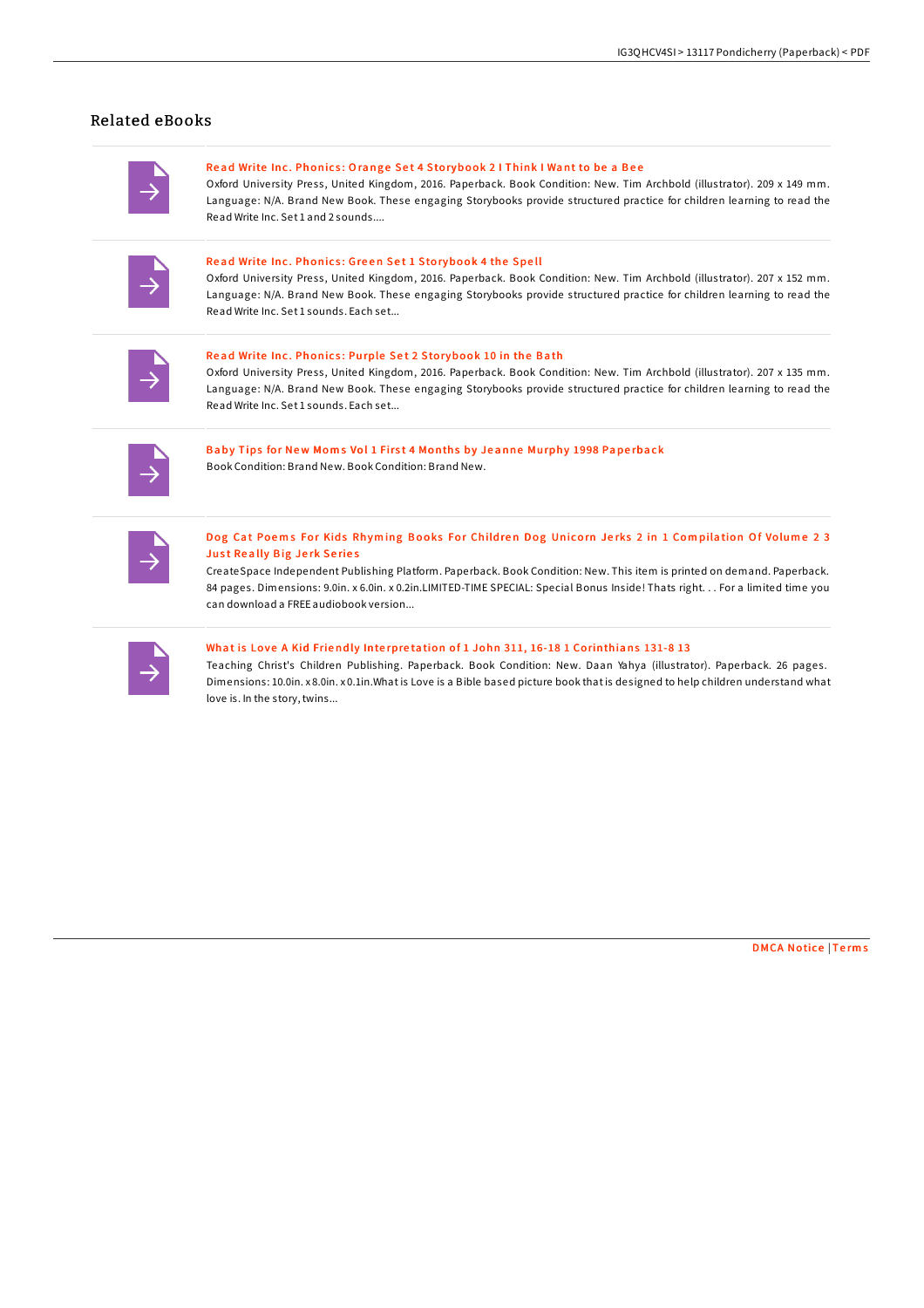## Related eBooks

**Read Write Inc. Phonics: Orange Set 4 Storybook 2 I Think I Want to be a Bee**

Oxford University Press, United Kingdom, 2016. Paperback. Book Condition: New. Tim Archbold (illustrator). 209 x 149 mm. Language: N/A. Brand New Book. These engaging Storybooks provide structured practice for children learning to read the Read Write Inc. Set 1 and 2 sounds....

**Read Write Inc. Phonics: Green Set 1 Storybook 4 the Spell**

Oxford University Press, United Kingdom, 2016. Paperback. Book Condition: New. Tim Archbold (illustrator). 207 x 152 mm. Language: N/A. Brand New Book. These engaging Storybooks provide structured practice for children learning to read the Read Write Inc. Set 1 sounds. Each set...

**Read Write Inc. Phonics: Purple Set 2 Storybook 10 in the Bath**

Oxford University Press, United Kingdom, 2016. Paperback. Book Condition: New. Tim Archbold (illustrator). 207 x 135 mm. Language: N/A. Brand New Book. These engaging Storybooks provide structured practice for children learning to read the Read Write Inc. Set 1 sounds. Each set...

**Baby Tips for New Moms Vol 1 First 4 Months by Jeanne Murphy 1998 Paperback**

Book Condition: Brand New. Book Condition: Brand New.

**Dog Cat Poems For Kids Rhyming Books For Children Dog Unicorn Jerks 2 in 1 Compilation Of Volume 2 3 Just Really Big Jerk Series**

CreateSpace Independent Publishing Platform. Paperback. Book Condition: New. This item is printed on demand. Paperback. 84 pages. Dimensions: 9.0in. x 6.0in. x 0.2in.LIMITED-TIME SPECIAL: Special Bonus Inside! Thats right. . . For a limited time you can download a FREE audiobook version...

**What is Love A Kid Friendly Interpretation of 1 John 311, 16-18 1 Corinthians 131-8 13**

Teaching Christ's Children Publishing. Paperback. Book Condition: New. Daan Yahya (illustrator). Paperback. 26 pages. Dimensions: 10.0in. x 8.0in. x 0.1in.What is Love is a Bible based picture book that is designed to help children understand what love is. In the story, twins...